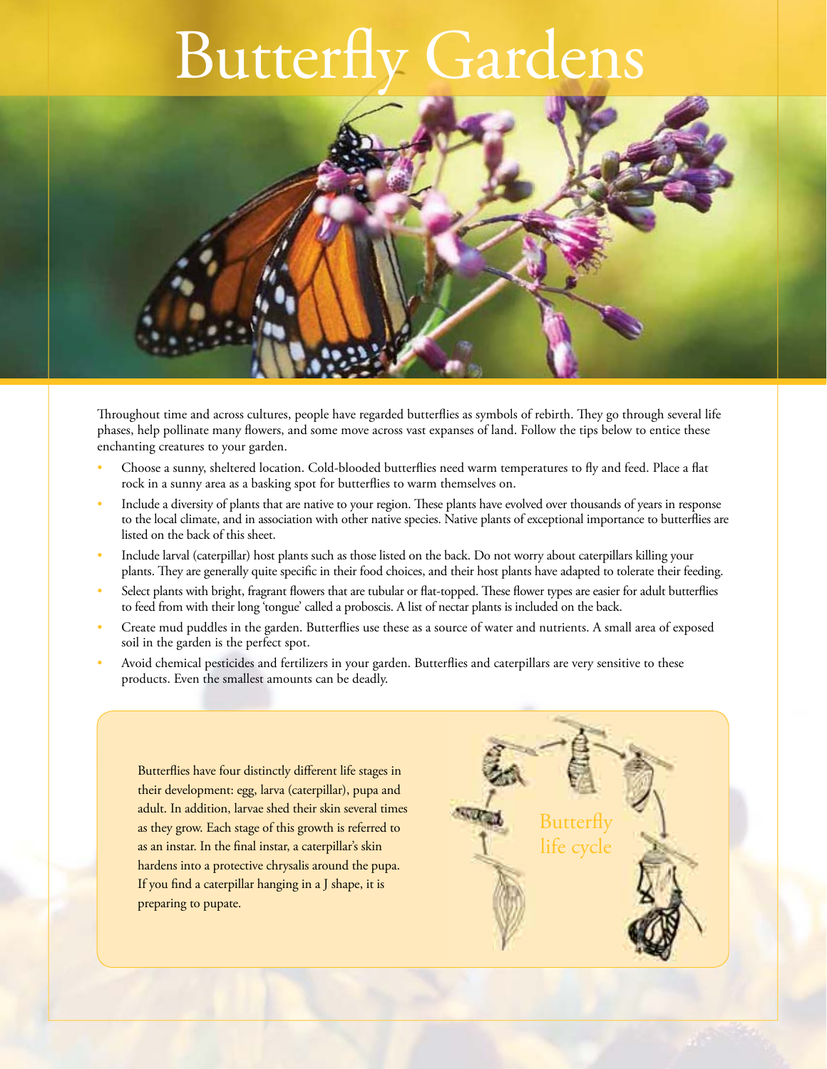# Butterfly Gardens

Throughout time and across cultures, people have regarded butterflies as symbols of rebirth. They go through several life phases, help pollinate many flowers, and some move across vast expanses of land. Follow the tips below to entice these enchanting creatures to your garden.

- Choose a sunny, sheltered location. Cold-blooded butterflies need warm temperatures to fly and feed. Place a flat rock in a sunny area as a basking spot for butterflies to warm themselves on.
- Include a diversity of plants that are native to your region. These plants have evolved over thousands of years in response to the local climate, and in association with other native species. Native plants of exceptional importance to butterflies are listed on the back of this sheet.
- Include larval (caterpillar) host plants such as those listed on the back. Do not worry about caterpillars killing your plants. They are generally quite specific in their food choices, and their host plants have adapted to tolerate their feeding.
- Select plants with bright, fragrant flowers that are tubular or flat-topped. These flower types are easier for adult butterflies to feed from with their long 'tongue' called a proboscis. A list of nectar plants is included on the back.
- Create mud puddles in the garden. Butterflies use these as a source of water and nutrients. A small area of exposed soil in the garden is the perfect spot.
- Avoid chemical pesticides and fertilizers in your garden. Butterflies and caterpillars are very sensitive to these products. Even the smallest amounts can be deadly.

Butterflies have four distinctly different life stages in their development: egg, larva (caterpillar), pupa and adult. In addition, larvae shed their skin several times as they grow. Each stage of this growth is referred to as an instar. In the final instar, a caterpillar's skin hardens into a protective chrysalis around the pupa. If you find a caterpillar hanging in a J shape, it is preparing to pupate.

Butterfly life cycle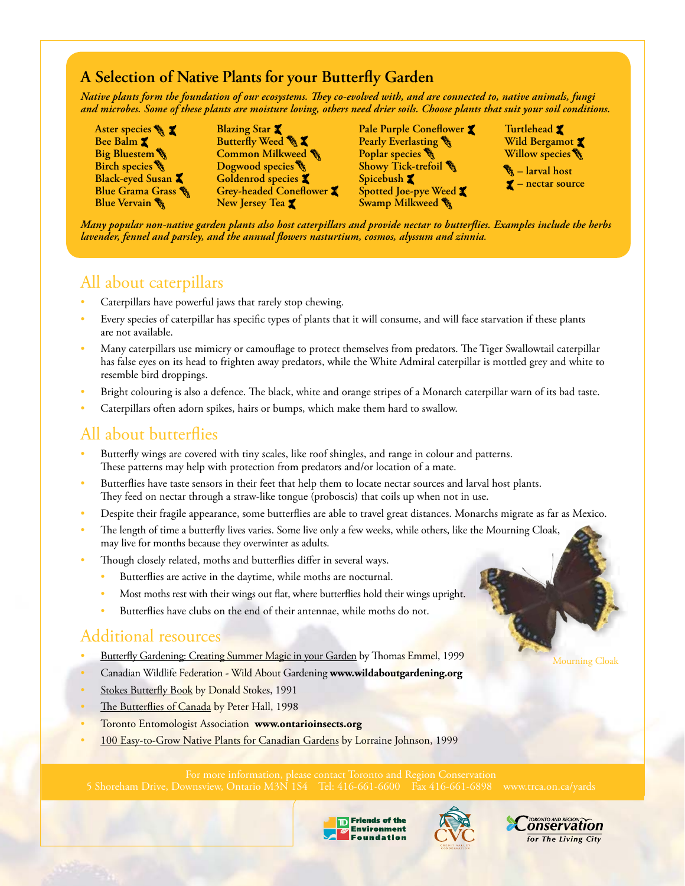## A Selection of Native Plants for your Butterfly Garden

*Native plants form the foundation of our ecosystems. They co-evolved with, and are connected to, native animals, fungi and microbes. Some of these plants are moisture loving, others need drier soils. Choose plants that suit your soil conditions.*

- **Aster species** (larval host, nectar source)
- **Bee Balm** (nectar source)
- **Big Bluestem** (larval host)
- **Birch species** (larval host)
- **Black-eyed Susan** (nectar source)
- **Blue Grama Grass** (larval host)
- **Blue Vervain** (larval host)
- **Blazing Star** (nectar source)
- **Butterfly Weed** (larval host, nectar source)
- **Common Milkweed** (larval host)
- **Dogwood species** (larval host)
- **Goldenrod species** (nectar source)
- **Grey-headed Coneflower** (nectar source)
- **New Jersey Tea** (nectar source)
- **Pale Purple Coneflower** (nectar source)
- **Pearly Everlasting** (larval host)
- **Poplar species** (larval host)
- **Showy Tick-trefoil** (larval host)
- **Spicebush** (nectar source)
- **Spotted Joe-pye Weed** (nectar source)
- **Swamp Milkweed** (larval host)
- **Turtlehead** (nectar source)
- **Wild Bergamot** (nectar source)
- **Willow species** (larval host)

**– larval host**
**– nectar source**

*Many popular non-native garden plants also host caterpillars and provide nectar to butterflies. Examples include the herbs lavender, fennel and parsley, and the annual flowers nasturtium, cosmos, alyssum and zinnia.*

## All about caterpillars

- Caterpillars have powerful jaws that rarely stop chewing.
- Every species of caterpillar has specific types of plants that it will consume, and will face starvation if these plants are not available.
- Many caterpillars use mimicry or camouflage to protect themselves from predators. The Tiger Swallowtail caterpillar has false eyes on its head to frighten away predators, while the White Admiral caterpillar is mottled grey and white to resemble bird droppings.
- Bright colouring is also a defence. The black, white and orange stripes of a Monarch caterpillar warn of its bad taste.
- Caterpillars often adorn spikes, hairs or bumps, which make them hard to swallow.

## All about butterflies

- Butterfly wings are covered with tiny scales, like roof shingles, and range in colour and patterns. These patterns may help with protection from predators and/or location of a mate.
- Butterflies have taste sensors in their feet that help them to locate nectar sources and larval host plants. They feed on nectar through a straw-like tongue (proboscis) that coils up when not in use.
- Despite their fragile appearance, some butterflies are able to travel great distances. Monarchs migrate as far as Mexico.
- The length of time a butterfly lives varies. Some live only a few weeks, while others, like the Mourning Cloak, may live for months because they overwinter as adults.
- Though closely related, moths and butterflies differ in several ways.
  - Butterflies are active in the daytime, while moths are nocturnal.
  - Most moths rest with their wings out flat, where butterflies hold their wings upright.
  - Butterflies have clubs on the end of their antennae, while moths do not.

Mourning Cloak

## Additional resources

- Butterfly Gardening: Creating Summer Magic in your Garden by Thomas Emmel, 1999
- Canadian Wildlife Federation - Wild About Gardening **www.wildaboutgardening.org**
- Stokes Butterfly Book by Donald Stokes, 1991
- The Butterflies of Canada by Peter Hall, 1998
- Toronto Entomologist Association **www.ontarioinsects.org**
- 100 Easy-to-Grow Native Plants for Canadian Gardens by Lorraine Johnson, 1999

For more information, please contact Toronto and Region Conservation
5 Shoreham Drive, Downsview, Ontario M3N 1S4 Tel: 416-661-6600 Fax 416-661-6898 www.trca.on.ca/yards

TD Friends of the Environment Foundation | CVC Credit Valley Conservation | Toronto and Region Conservation for The Living City